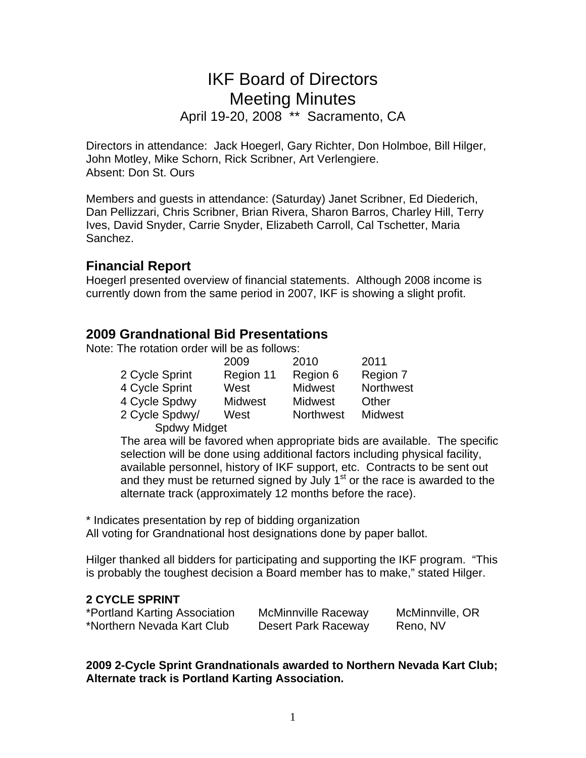# IKF Board of Directors
# Meeting Minutes

April 19-20, 2008 ** Sacramento, CA

Directors in attendance: Jack Hoegerl, Gary Richter, Don Holmboe, Bill Hilger, John Motley, Mike Schorn, Rick Scribner, Art Verlengiere.
Absent: Don St. Ours

Members and guests in attendance: (Saturday) Janet Scribner, Ed Diederich, Dan Pellizzari, Chris Scribner, Brian Rivera, Sharon Barros, Charley Hill, Terry Ives, David Snyder, Carrie Snyder, Elizabeth Carroll, Cal Tschetter, Maria Sanchez.

## Financial Report

Hoegerl presented overview of financial statements. Although 2008 income is currently down from the same period in 2007, IKF is showing a slight profit.

## 2009 Grandnational Bid Presentations

Note: The rotation order will be as follows:

| | 2009 | 2010 | 2011 |
|---|---|---|---|
| 2 Cycle Sprint | Region 11 | Region 6 | Region 7 |
| 4 Cycle Sprint | West | Midwest | Northwest |
| 4 Cycle Spdwy | Midwest | Midwest | Other |
| 2 Cycle Spdwy/ Spdwy Midget | West | Northwest | Midwest |

The area will be favored when appropriate bids are available. The specific selection will be done using additional factors including physical facility, available personnel, history of IKF support, etc. Contracts to be sent out and they must be returned signed by July 1st or the race is awarded to the alternate track (approximately 12 months before the race).

* Indicates presentation by rep of bidding organization
All voting for Grandnational host designations done by paper ballot.

Hilger thanked all bidders for participating and supporting the IKF program. "This is probably the toughest decision a Board member has to make," stated Hilger.

### 2 CYCLE SPRINT

| | | |
|---|---|---|
| *Portland Karting Association | McMinnville Raceway | McMinnville, OR |
| *Northern Nevada Kart Club | Desert Park Raceway | Reno, NV |

**2009 2-Cycle Sprint Grandnationals awarded to Northern Nevada Kart Club; Alternate track is Portland Karting Association.**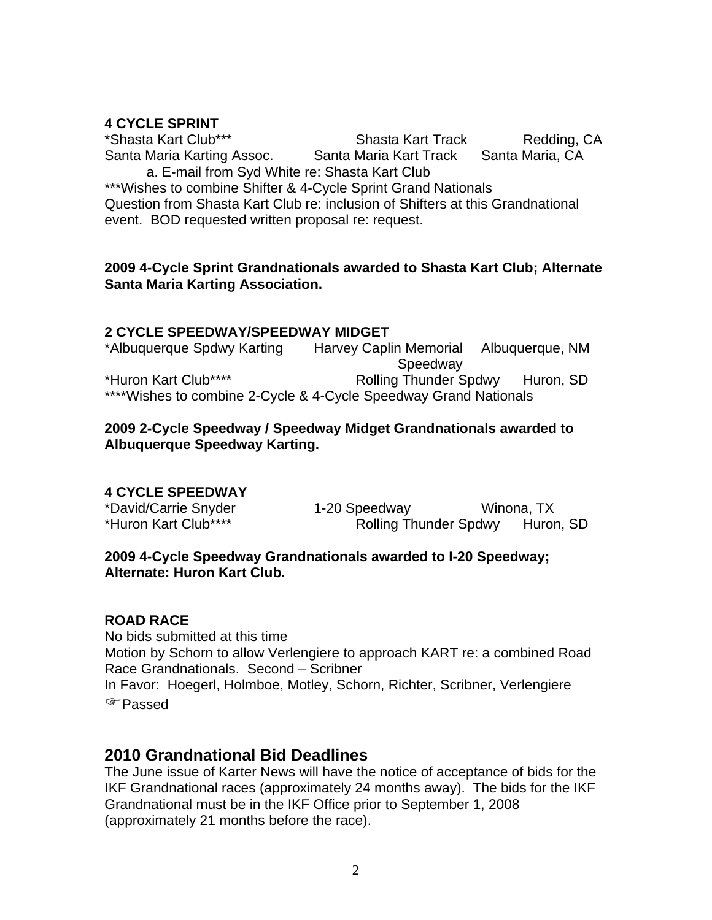**4 CYCLE SPRINT**

| | | |
|---|---|---|
| *Shasta Kart Club*** | Shasta Kart Track | Redding, CA |
| Santa Maria Karting Assoc. | Santa Maria Kart Track | Santa Maria, CA |

a. E-mail from Syd White re: Shasta Kart Club

***Wishes to combine Shifter & 4-Cycle Sprint Grand Nationals

Question from Shasta Kart Club re: inclusion of Shifters at this Grandnational event. BOD requested written proposal re: request.

**2009 4-Cycle Sprint Grandnationals awarded to Shasta Kart Club; Alternate Santa Maria Karting Association.**

**2 CYCLE SPEEDWAY/SPEEDWAY MIDGET**

| | | |
|---|---|---|
| *Albuquerque Spdwy Karting | Harvey Caplin Memorial Speedway | Albuquerque, NM |
| *Huron Kart Club**** | Rolling Thunder Spdwy | Huron, SD |

****Wishes to combine 2-Cycle & 4-Cycle Speedway Grand Nationals

**2009 2-Cycle Speedway / Speedway Midget Grandnationals awarded to Albuquerque Speedway Karting.**

**4 CYCLE SPEEDWAY**

| | | |
|---|---|---|
| *David/Carrie Snyder | 1-20 Speedway | Winona, TX |
| *Huron Kart Club**** | Rolling Thunder Spdwy | Huron, SD |

**2009 4-Cycle Speedway Grandnationals awarded to I-20 Speedway; Alternate: Huron Kart Club.**

**ROAD RACE**

No bids submitted at this time

Motion by Schorn to allow Verlengiere to approach KART re: a combined Road Race Grandnationals. Second – Scribner

In Favor: Hoegerl, Holmboe, Motley, Schorn, Richter, Scribner, Verlengiere

☞Passed

## 2010 Grandnational Bid Deadlines

The June issue of Karter News will have the notice of acceptance of bids for the IKF Grandnational races (approximately 24 months away). The bids for the IKF Grandnational must be in the IKF Office prior to September 1, 2008 (approximately 21 months before the race).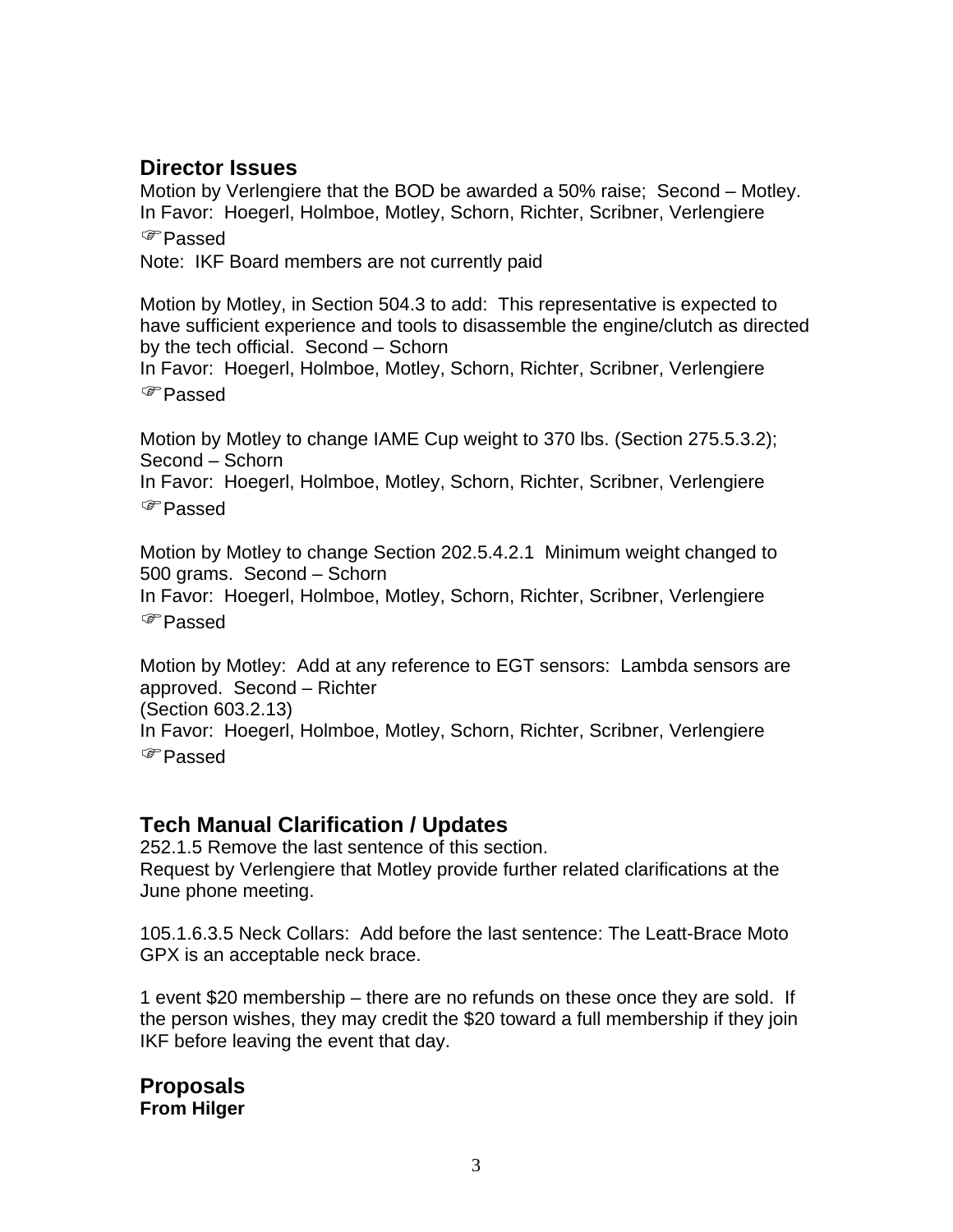## Director Issues

Motion by Verlengiere that the BOD be awarded a 50% raise; Second – Motley.
In Favor: Hoegerl, Holmboe, Motley, Schorn, Richter, Scribner, Verlengiere
☞Passed
Note: IKF Board members are not currently paid

Motion by Motley, in Section 504.3 to add: This representative is expected to have sufficient experience and tools to disassemble the engine/clutch as directed by the tech official. Second – Schorn
In Favor: Hoegerl, Holmboe, Motley, Schorn, Richter, Scribner, Verlengiere
☞Passed

Motion by Motley to change IAME Cup weight to 370 lbs. (Section 275.5.3.2); Second – Schorn
In Favor: Hoegerl, Holmboe, Motley, Schorn, Richter, Scribner, Verlengiere
☞Passed

Motion by Motley to change Section 202.5.4.2.1 Minimum weight changed to 500 grams. Second – Schorn
In Favor: Hoegerl, Holmboe, Motley, Schorn, Richter, Scribner, Verlengiere
☞Passed

Motion by Motley: Add at any reference to EGT sensors: Lambda sensors are approved. Second – Richter
(Section 603.2.13)
In Favor: Hoegerl, Holmboe, Motley, Schorn, Richter, Scribner, Verlengiere
☞Passed

## Tech Manual Clarification / Updates

252.1.5 Remove the last sentence of this section.
Request by Verlengiere that Motley provide further related clarifications at the June phone meeting.

105.1.6.3.5 Neck Collars: Add before the last sentence: The Leatt-Brace Moto GPX is an acceptable neck brace.

1 event $20 membership – there are no refunds on these once they are sold. If the person wishes, they may credit the $20 toward a full membership if they join IKF before leaving the event that day.

## Proposals

**From Hilger**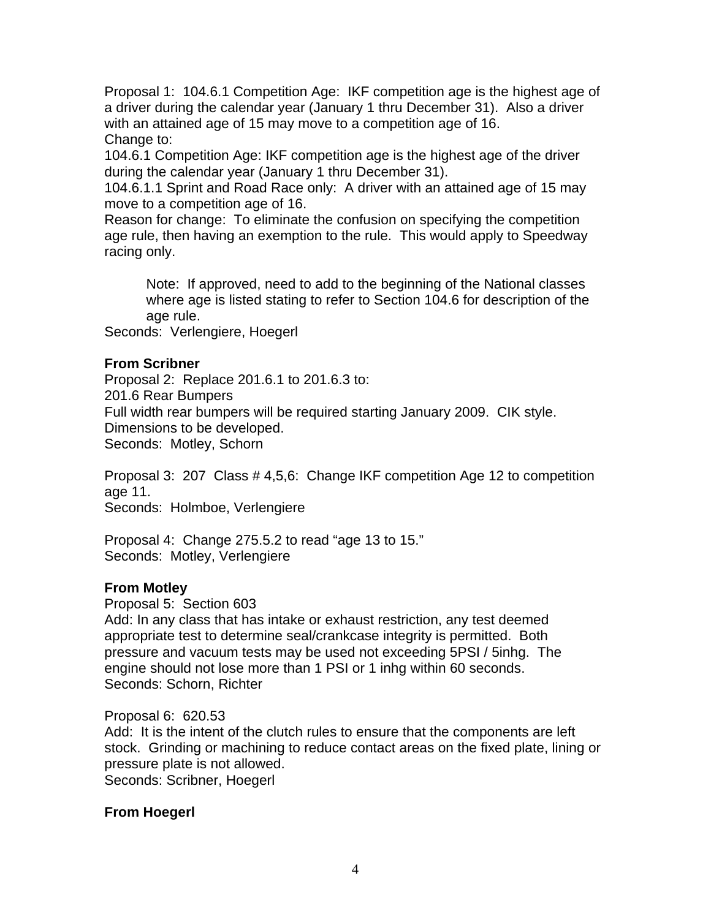Proposal 1: 104.6.1 Competition Age: IKF competition age is the highest age of a driver during the calendar year (January 1 thru December 31). Also a driver with an attained age of 15 may move to a competition age of 16.
Change to:
104.6.1 Competition Age: IKF competition age is the highest age of the driver during the calendar year (January 1 thru December 31).
104.6.1.1 Sprint and Road Race only: A driver with an attained age of 15 may move to a competition age of 16.
Reason for change: To eliminate the confusion on specifying the competition age rule, then having an exemption to the rule. This would apply to Speedway racing only.

> Note: If approved, need to add to the beginning of the National classes where age is listed stating to refer to Section 104.6 for description of the age rule.

Seconds: Verlengiere, Hoegerl

**From Scribner**
Proposal 2: Replace 201.6.1 to 201.6.3 to:
201.6 Rear Bumpers
Full width rear bumpers will be required starting January 2009. CIK style. Dimensions to be developed.
Seconds: Motley, Schorn

Proposal 3: 207 Class # 4,5,6: Change IKF competition Age 12 to competition age 11.
Seconds: Holmboe, Verlengiere

Proposal 4: Change 275.5.2 to read "age 13 to 15."
Seconds: Motley, Verlengiere

**From Motley**
Proposal 5: Section 603
Add: In any class that has intake or exhaust restriction, any test deemed appropriate test to determine seal/crankcase integrity is permitted. Both pressure and vacuum tests may be used not exceeding 5PSI / 5inhg. The engine should not lose more than 1 PSI or 1 inhg within 60 seconds.
Seconds: Schorn, Richter

Proposal 6: 620.53
Add: It is the intent of the clutch rules to ensure that the components are left stock. Grinding or machining to reduce contact areas on the fixed plate, lining or pressure plate is not allowed.
Seconds: Scribner, Hoegerl

**From Hoegerl**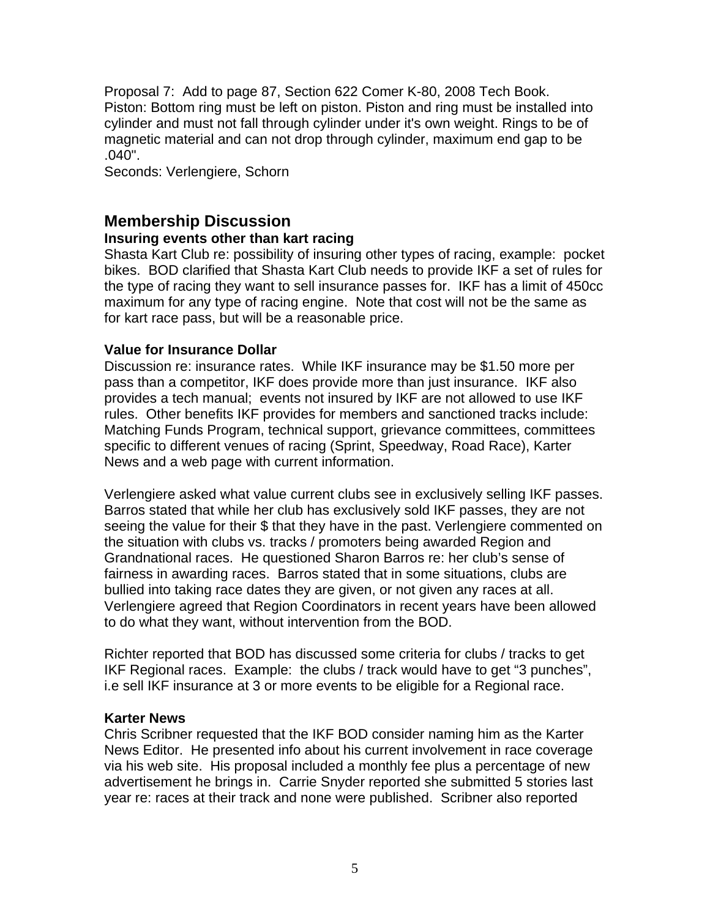Proposal 7: Add to page 87, Section 622 Comer K-80, 2008 Tech Book. Piston: Bottom ring must be left on piston. Piston and ring must be installed into cylinder and must not fall through cylinder under it's own weight. Rings to be of magnetic material and can not drop through cylinder, maximum end gap to be .040".
Seconds: Verlengiere, Schorn

## Membership Discussion

### Insuring events other than kart racing

Shasta Kart Club re: possibility of insuring other types of racing, example: pocket bikes. BOD clarified that Shasta Kart Club needs to provide IKF a set of rules for the type of racing they want to sell insurance passes for. IKF has a limit of 450cc maximum for any type of racing engine. Note that cost will not be the same as for kart race pass, but will be a reasonable price.

### Value for Insurance Dollar

Discussion re: insurance rates. While IKF insurance may be $1.50 more per pass than a competitor, IKF does provide more than just insurance. IKF also provides a tech manual; events not insured by IKF are not allowed to use IKF rules. Other benefits IKF provides for members and sanctioned tracks include: Matching Funds Program, technical support, grievance committees, committees specific to different venues of racing (Sprint, Speedway, Road Race), Karter News and a web page with current information.

Verlengiere asked what value current clubs see in exclusively selling IKF passes. Barros stated that while her club has exclusively sold IKF passes, they are not seeing the value for their $ that they have in the past. Verlengiere commented on the situation with clubs vs. tracks / promoters being awarded Region and Grandnational races. He questioned Sharon Barros re: her club's sense of fairness in awarding races. Barros stated that in some situations, clubs are bullied into taking race dates they are given, or not given any races at all. Verlengiere agreed that Region Coordinators in recent years have been allowed to do what they want, without intervention from the BOD.

Richter reported that BOD has discussed some criteria for clubs / tracks to get IKF Regional races. Example: the clubs / track would have to get "3 punches", i.e sell IKF insurance at 3 or more events to be eligible for a Regional race.

### Karter News

Chris Scribner requested that the IKF BOD consider naming him as the Karter News Editor. He presented info about his current involvement in race coverage via his web site. His proposal included a monthly fee plus a percentage of new advertisement he brings in. Carrie Snyder reported she submitted 5 stories last year re: races at their track and none were published. Scribner also reported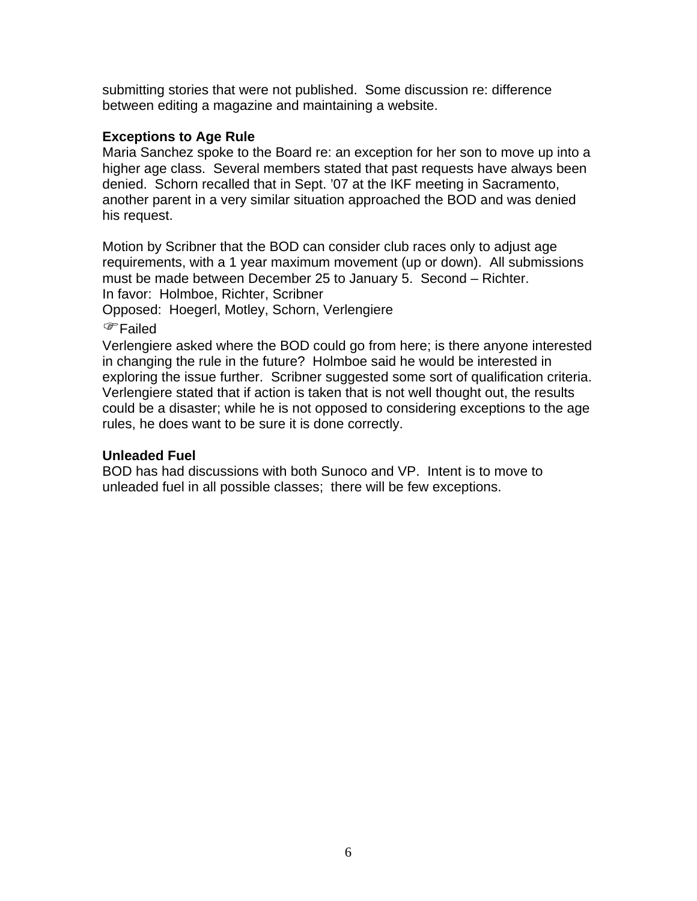submitting stories that were not published.  Some discussion re: difference between editing a magazine and maintaining a website.

**Exceptions to Age Rule**

Maria Sanchez spoke to the Board re: an exception for her son to move up into a higher age class.  Several members stated that past requests have always been denied.  Schorn recalled that in Sept. '07 at the IKF meeting in Sacramento, another parent in a very similar situation approached the BOD and was denied his request.

Motion by Scribner that the BOD can consider club races only to adjust age requirements, with a 1 year maximum movement (up or down).  All submissions must be made between December 25 to January 5.  Second – Richter.
In favor:  Holmboe, Richter, Scribner
Opposed:  Hoegerl, Motley, Schorn, Verlengiere
☞Failed

Verlengiere asked where the BOD could go from here; is there anyone interested in changing the rule in the future?  Holmboe said he would be interested in exploring the issue further.  Scribner suggested some sort of qualification criteria.  Verlengiere stated that if action is taken that is not well thought out, the results could be a disaster; while he is not opposed to considering exceptions to the age rules, he does want to be sure it is done correctly.

**Unleaded Fuel**

BOD has had discussions with both Sunoco and VP.  Intent is to move to unleaded fuel in all possible classes;  there will be few exceptions.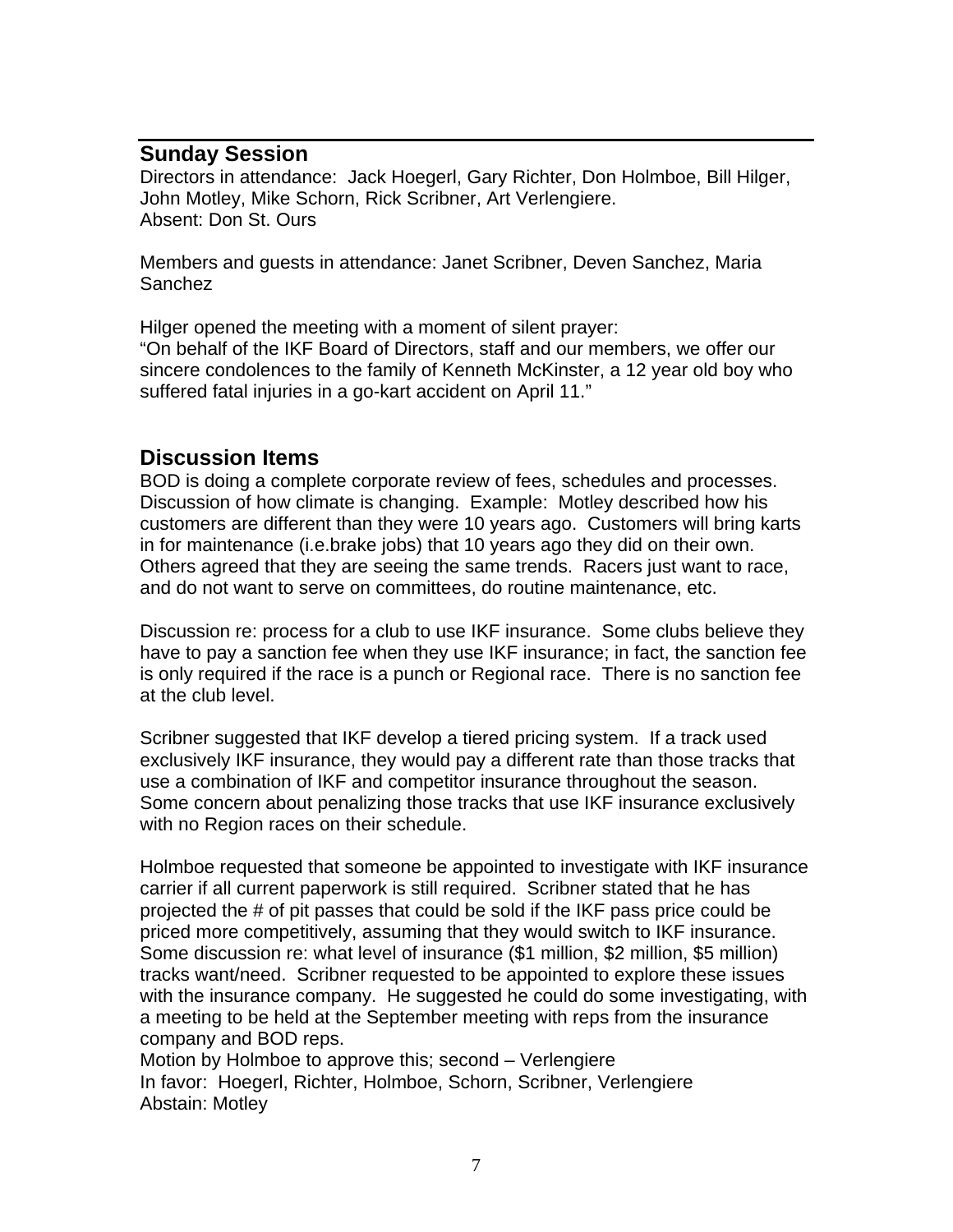## Sunday Session

Directors in attendance: Jack Hoegerl, Gary Richter, Don Holmboe, Bill Hilger, John Motley, Mike Schorn, Rick Scribner, Art Verlengiere.
Absent: Don St. Ours

Members and guests in attendance: Janet Scribner, Deven Sanchez, Maria Sanchez

Hilger opened the meeting with a moment of silent prayer:
"On behalf of the IKF Board of Directors, staff and our members, we offer our sincere condolences to the family of Kenneth McKinster, a 12 year old boy who suffered fatal injuries in a go-kart accident on April 11."

## Discussion Items

BOD is doing a complete corporate review of fees, schedules and processes. Discussion of how climate is changing. Example: Motley described how his customers are different than they were 10 years ago. Customers will bring karts in for maintenance (i.e.brake jobs) that 10 years ago they did on their own. Others agreed that they are seeing the same trends. Racers just want to race, and do not want to serve on committees, do routine maintenance, etc.

Discussion re: process for a club to use IKF insurance. Some clubs believe they have to pay a sanction fee when they use IKF insurance; in fact, the sanction fee is only required if the race is a punch or Regional race. There is no sanction fee at the club level.

Scribner suggested that IKF develop a tiered pricing system. If a track used exclusively IKF insurance, they would pay a different rate than those tracks that use a combination of IKF and competitor insurance throughout the season. Some concern about penalizing those tracks that use IKF insurance exclusively with no Region races on their schedule.

Holmboe requested that someone be appointed to investigate with IKF insurance carrier if all current paperwork is still required. Scribner stated that he has projected the # of pit passes that could be sold if the IKF pass price could be priced more competitively, assuming that they would switch to IKF insurance. Some discussion re: what level of insurance ($1 million, $2 million, $5 million) tracks want/need. Scribner requested to be appointed to explore these issues with the insurance company. He suggested he could do some investigating, with a meeting to be held at the September meeting with reps from the insurance company and BOD reps.
Motion by Holmboe to approve this; second – Verlengiere
In favor: Hoegerl, Richter, Holmboe, Schorn, Scribner, Verlengiere
Abstain: Motley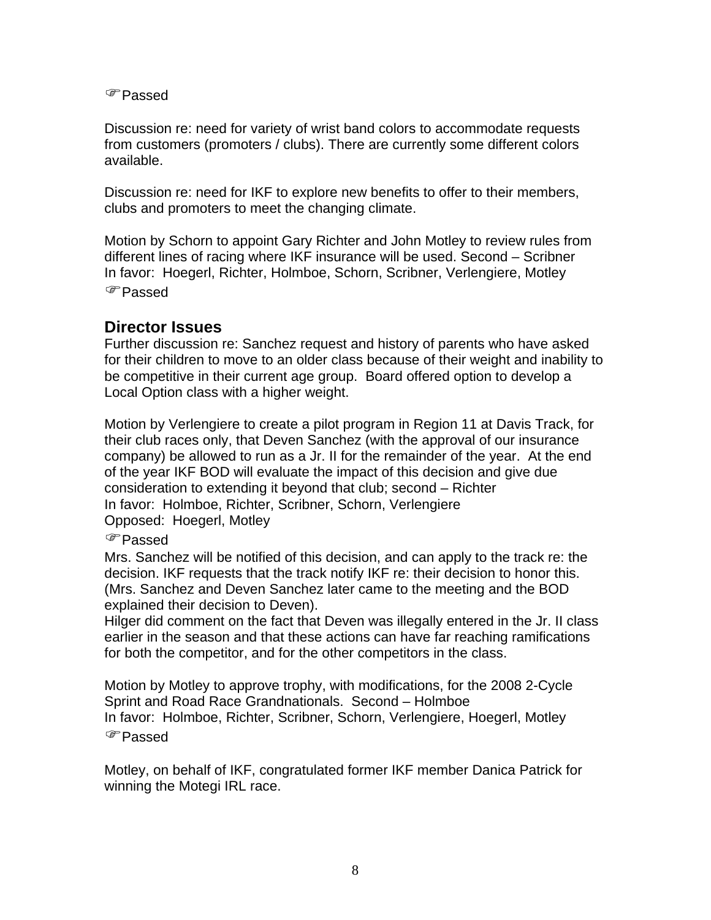☞Passed

Discussion re: need for variety of wrist band colors to accommodate requests from customers (promoters / clubs). There are currently some different colors available.

Discussion re: need for IKF to explore new benefits to offer to their members, clubs and promoters to meet the changing climate.

Motion by Schorn to appoint Gary Richter and John Motley to review rules from different lines of racing where IKF insurance will be used. Second – Scribner
In favor: Hoegerl, Richter, Holmboe, Schorn, Scribner, Verlengiere, Motley
☞Passed

## Director Issues

Further discussion re: Sanchez request and history of parents who have asked for their children to move to an older class because of their weight and inability to be competitive in their current age group. Board offered option to develop a Local Option class with a higher weight.

Motion by Verlengiere to create a pilot program in Region 11 at Davis Track, for their club races only, that Deven Sanchez (with the approval of our insurance company) be allowed to run as a Jr. II for the remainder of the year. At the end of the year IKF BOD will evaluate the impact of this decision and give due consideration to extending it beyond that club; second – Richter
In favor: Holmboe, Richter, Scribner, Schorn, Verlengiere
Opposed: Hoegerl, Motley
☞Passed
Mrs. Sanchez will be notified of this decision, and can apply to the track re: the decision. IKF requests that the track notify IKF re: their decision to honor this. (Mrs. Sanchez and Deven Sanchez later came to the meeting and the BOD explained their decision to Deven).
Hilger did comment on the fact that Deven was illegally entered in the Jr. II class earlier in the season and that these actions can have far reaching ramifications for both the competitor, and for the other competitors in the class.

Motion by Motley to approve trophy, with modifications, for the 2008 2-Cycle Sprint and Road Race Grandnationals. Second – Holmboe
In favor: Holmboe, Richter, Scribner, Schorn, Verlengiere, Hoegerl, Motley
☞Passed

Motley, on behalf of IKF, congratulated former IKF member Danica Patrick for winning the Motegi IRL race.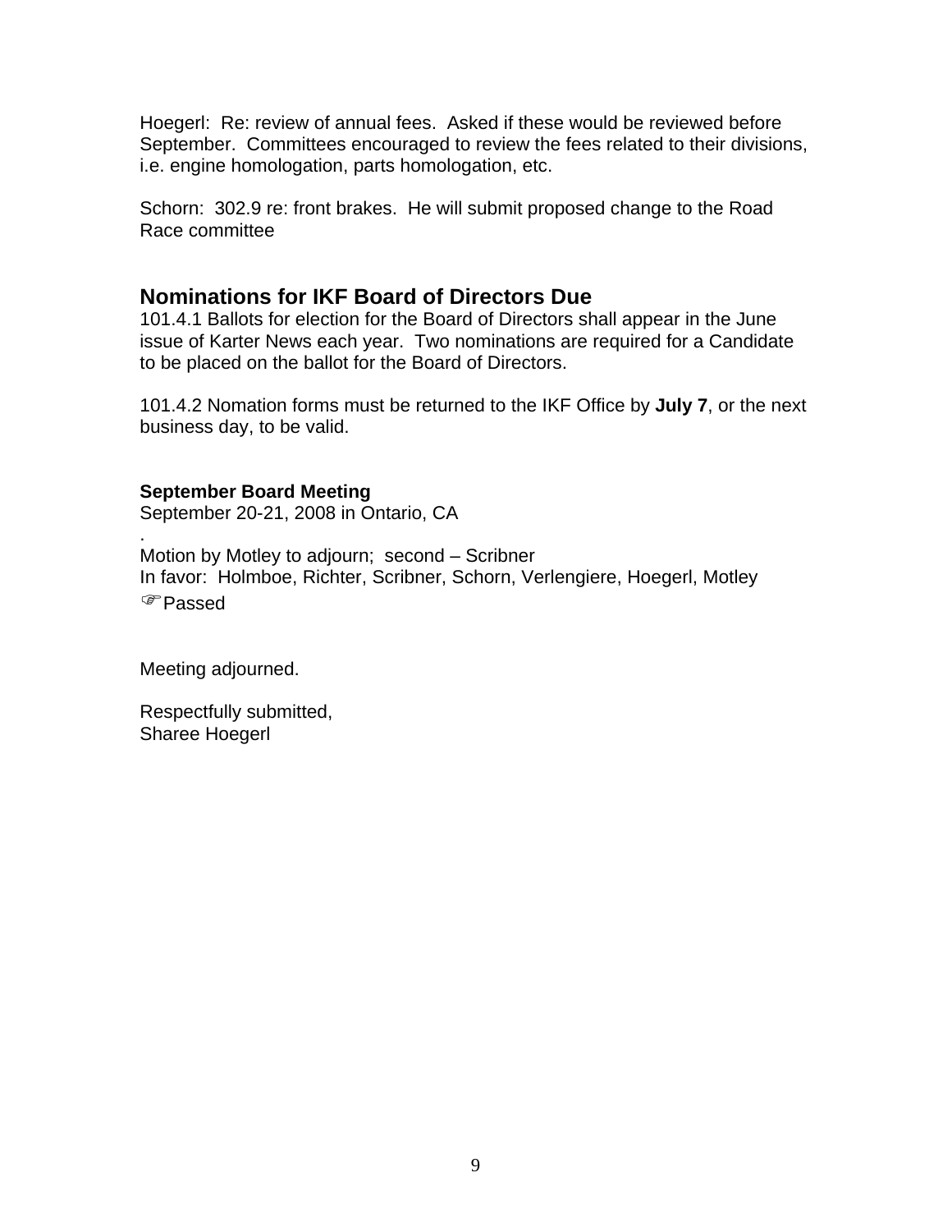Hoegerl: Re: review of annual fees. Asked if these would be reviewed before September. Committees encouraged to review the fees related to their divisions, i.e. engine homologation, parts homologation, etc.

Schorn: 302.9 re: front brakes. He will submit proposed change to the Road Race committee

## Nominations for IKF Board of Directors Due

101.4.1 Ballots for election for the Board of Directors shall appear in the June issue of Karter News each year. Two nominations are required for a Candidate to be placed on the ballot for the Board of Directors.

101.4.2 Nomation forms must be returned to the IKF Office by **July 7**, or the next business day, to be valid.

**September Board Meeting**
September 20-21, 2008 in Ontario, CA
.
Motion by Motley to adjourn; second – Scribner
In favor: Holmboe, Richter, Scribner, Schorn, Verlengiere, Hoegerl, Motley
☞Passed

Meeting adjourned.

Respectfully submitted,
Sharee Hoegerl